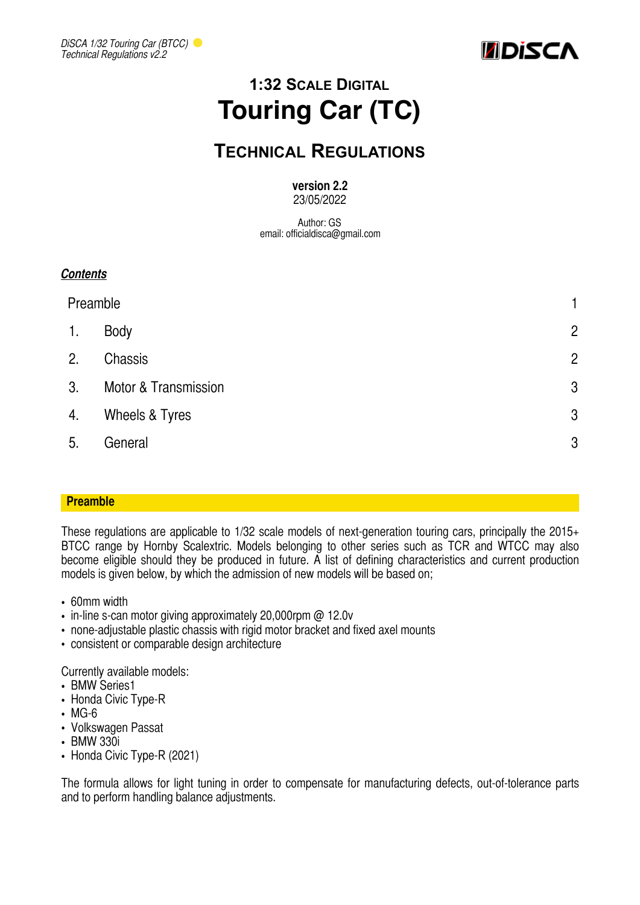# 1:32 Scale Digital

# Touring Car (TC)

## Technical Regulations

**version 2.2**
23/05/2022

Author: GS
email: officialdisca@gmail.com

***Contents***

| | | |
|---|---|---|
| Preamble | | 1 |
| 1. | Body | 2 |
| 2. | Chassis | 2 |
| 3. | Motor & Transmission | 3 |
| 4. | Wheels & Tyres | 3 |
| 5. | General | 3 |

## Preamble

These regulations are applicable to 1/32 scale models of next-generation touring cars, principally the 2015+ BTCC range by Hornby Scalextric. Models belonging to other series such as TCR and WTCC may also become eligible should they be produced in future. A list of defining characteristics and current production models is given below, by which the admission of new models will be based on;

- 60mm width
- in-line s-can motor giving approximately 20,000rpm @ 12.0v
- none-adjustable plastic chassis with rigid motor bracket and fixed axel mounts
- consistent or comparable design architecture

Currently available models:
- BMW Series1
- Honda Civic Type-R
- MG-6
- Volkswagen Passat
- BMW 330i
- Honda Civic Type-R (2021)

The formula allows for light tuning in order to compensate for manufacturing defects, out-of-tolerance parts and to perform handling balance adjustments.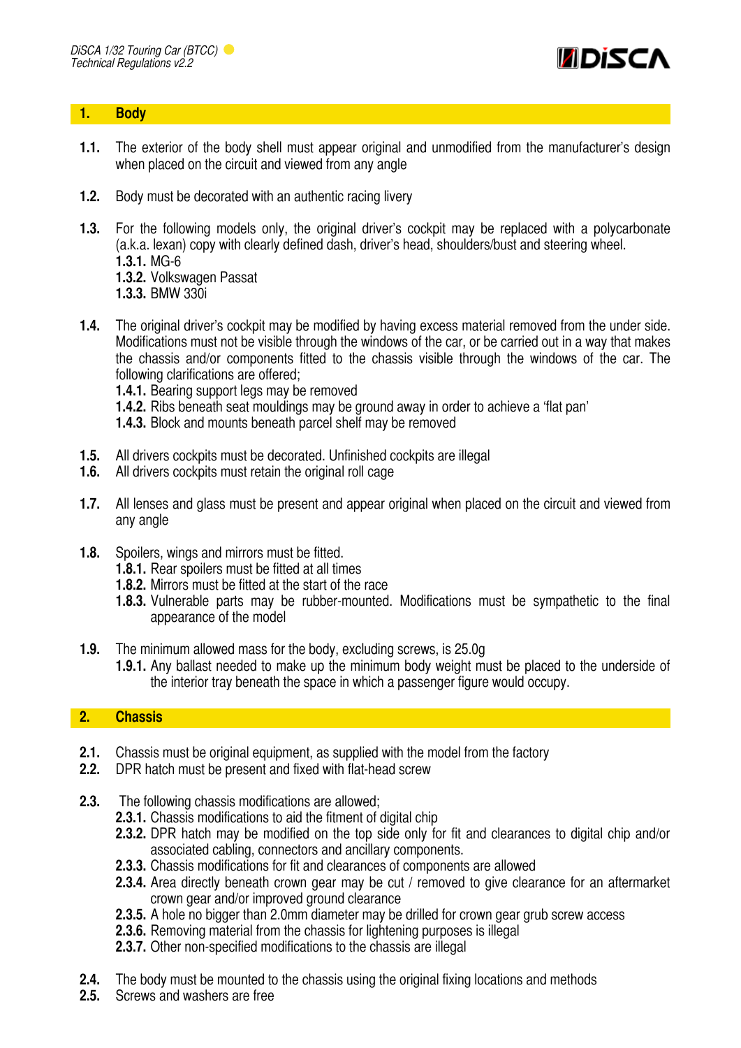## 1. Body

**1.1.** The exterior of the body shell must appear original and unmodified from the manufacturer's design when placed on the circuit and viewed from any angle

**1.2.** Body must be decorated with an authentic racing livery

**1.3.** For the following models only, the original driver's cockpit may be replaced with a polycarbonate (a.k.a. lexan) copy with clearly defined dash, driver's head, shoulders/bust and steering wheel.
- **1.3.1.** MG-6
- **1.3.2.** Volkswagen Passat
- **1.3.3.** BMW 330i

**1.4.** The original driver's cockpit may be modified by having excess material removed from the under side. Modifications must not be visible through the windows of the car, or be carried out in a way that makes the chassis and/or components fitted to the chassis visible through the windows of the car. The following clarifications are offered;
- **1.4.1.** Bearing support legs may be removed
- **1.4.2.** Ribs beneath seat mouldings may be ground away in order to achieve a 'flat pan'
- **1.4.3.** Block and mounts beneath parcel shelf may be removed

**1.5.** All drivers cockpits must be decorated. Unfinished cockpits are illegal
**1.6.** All drivers cockpits must retain the original roll cage

**1.7.** All lenses and glass must be present and appear original when placed on the circuit and viewed from any angle

**1.8.** Spoilers, wings and mirrors must be fitted.
- **1.8.1.** Rear spoilers must be fitted at all times
- **1.8.2.** Mirrors must be fitted at the start of the race
- **1.8.3.** Vulnerable parts may be rubber-mounted. Modifications must be sympathetic to the final appearance of the model

**1.9.** The minimum allowed mass for the body, excluding screws, is 25.0g
- **1.9.1.** Any ballast needed to make up the minimum body weight must be placed to the underside of the interior tray beneath the space in which a passenger figure would occupy.

## 2. Chassis

**2.1.** Chassis must be original equipment, as supplied with the model from the factory
**2.2.** DPR hatch must be present and fixed with flat-head screw

**2.3.** The following chassis modifications are allowed;
- **2.3.1.** Chassis modifications to aid the fitment of digital chip
- **2.3.2.** DPR hatch may be modified on the top side only for fit and clearances to digital chip and/or associated cabling, connectors and ancillary components.
- **2.3.3.** Chassis modifications for fit and clearances of components are allowed
- **2.3.4.** Area directly beneath crown gear may be cut / removed to give clearance for an aftermarket crown gear and/or improved ground clearance
- **2.3.5.** A hole no bigger than 2.0mm diameter may be drilled for crown gear grub screw access
- **2.3.6.** Removing material from the chassis for lightening purposes is illegal
- **2.3.7.** Other non-specified modifications to the chassis are illegal

**2.4.** The body must be mounted to the chassis using the original fixing locations and methods
**2.5.** Screws and washers are free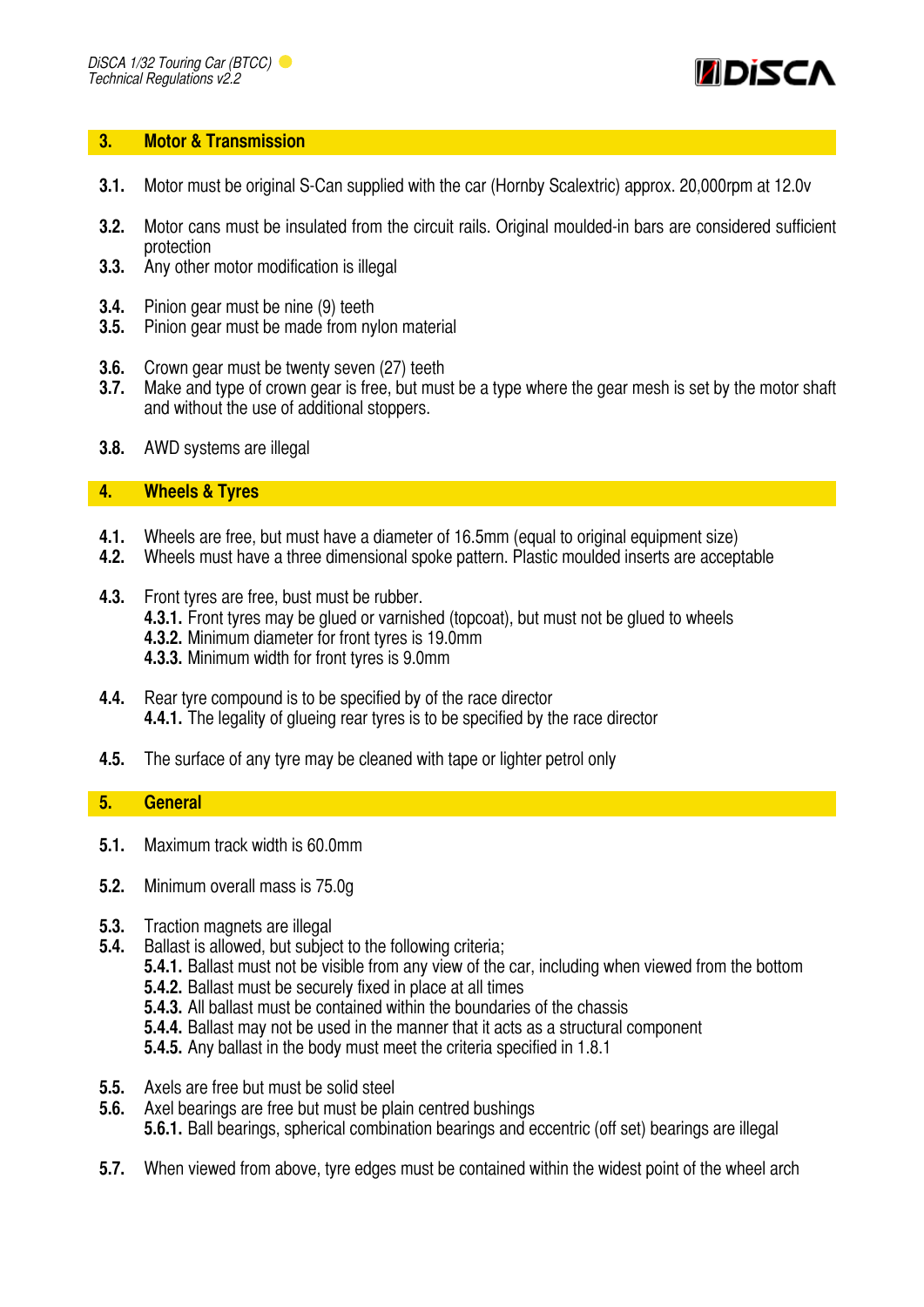## 3. Motor & Transmission

**3.1.** Motor must be original S-Can supplied with the car (Hornby Scalextric) approx. 20,000rpm at 12.0v

**3.2.** Motor cans must be insulated from the circuit rails. Original moulded-in bars are considered sufficient protection

**3.3.** Any other motor modification is illegal

**3.4.** Pinion gear must be nine (9) teeth

**3.5.** Pinion gear must be made from nylon material

**3.6.** Crown gear must be twenty seven (27) teeth

**3.7.** Make and type of crown gear is free, but must be a type where the gear mesh is set by the motor shaft and without the use of additional stoppers.

**3.8.** AWD systems are illegal

## 4. Wheels & Tyres

**4.1.** Wheels are free, but must have a diameter of 16.5mm (equal to original equipment size)

**4.2.** Wheels must have a three dimensional spoke pattern. Plastic moulded inserts are acceptable

**4.3.** Front tyres are free, bust must be rubber.
- **4.3.1.** Front tyres may be glued or varnished (topcoat), but must not be glued to wheels
- **4.3.2.** Minimum diameter for front tyres is 19.0mm
- **4.3.3.** Minimum width for front tyres is 9.0mm

**4.4.** Rear tyre compound is to be specified by of the race director
- **4.4.1.** The legality of glueing rear tyres is to be specified by the race director

**4.5.** The surface of any tyre may be cleaned with tape or lighter petrol only

## 5. General

**5.1.** Maximum track width is 60.0mm

**5.2.** Minimum overall mass is 75.0g

**5.3.** Traction magnets are illegal

**5.4.** Ballast is allowed, but subject to the following criteria;
- **5.4.1.** Ballast must not be visible from any view of the car, including when viewed from the bottom
- **5.4.2.** Ballast must be securely fixed in place at all times
- **5.4.3.** All ballast must be contained within the boundaries of the chassis
- **5.4.4.** Ballast may not be used in the manner that it acts as a structural component
- **5.4.5.** Any ballast in the body must meet the criteria specified in 1.8.1

**5.5.** Axels are free but must be solid steel

**5.6.** Axel bearings are free but must be plain centred bushings
- **5.6.1.** Ball bearings, spherical combination bearings and eccentric (off set) bearings are illegal

**5.7.** When viewed from above, tyre edges must be contained within the widest point of the wheel arch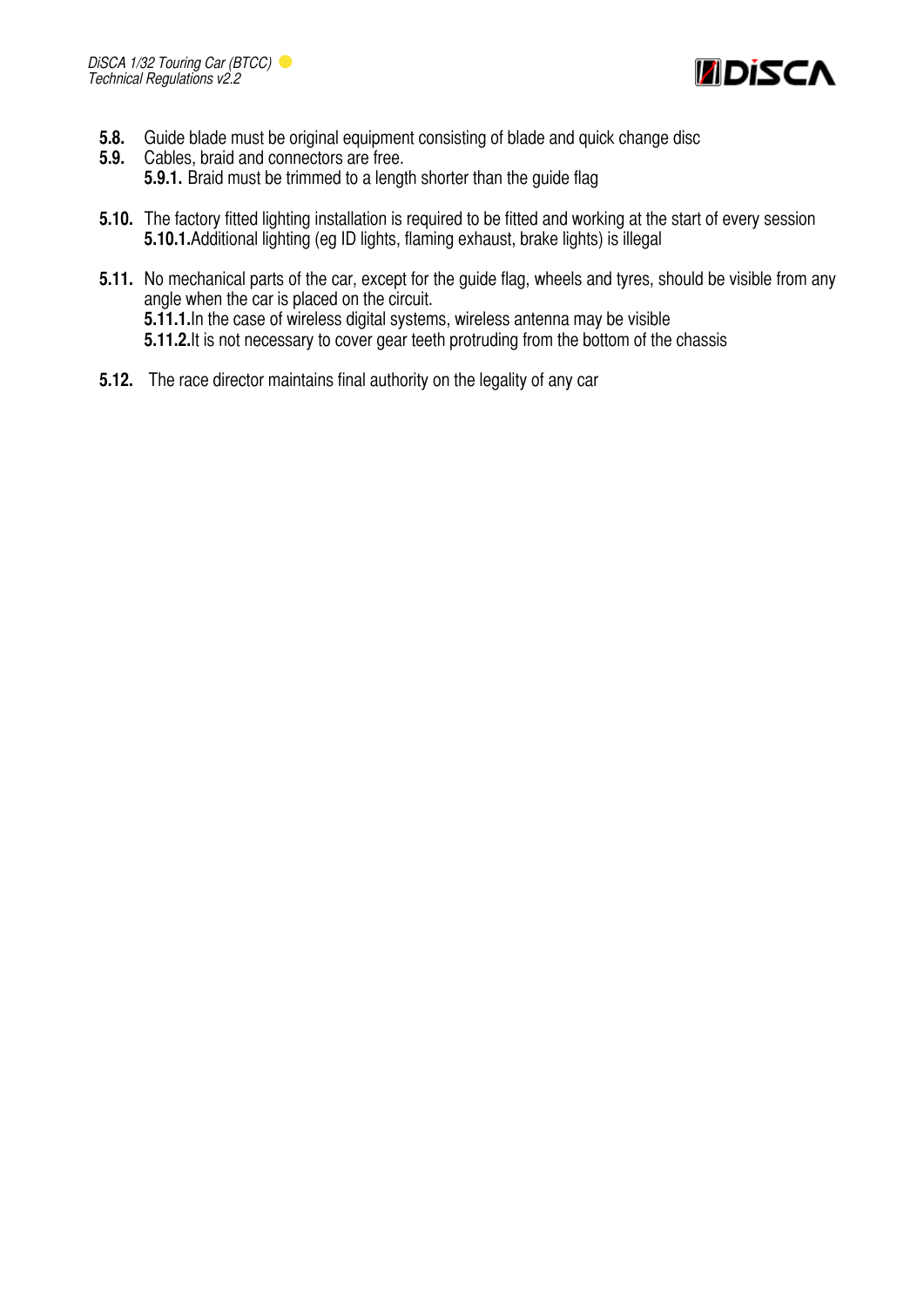**5.8.** Guide blade must be original equipment consisting of blade and quick change disc

**5.9.** Cables, braid and connectors are free.

**5.9.1.** Braid must be trimmed to a length shorter than the guide flag

**5.10.** The factory fitted lighting installation is required to be fitted and working at the start of every session

**5.10.1.** Additional lighting (eg ID lights, flaming exhaust, brake lights) is illegal

**5.11.** No mechanical parts of the car, except for the guide flag, wheels and tyres, should be visible from any angle when the car is placed on the circuit.

**5.11.1.** In the case of wireless digital systems, wireless antenna may be visible

**5.11.2.** It is not necessary to cover gear teeth protruding from the bottom of the chassis

**5.12.** The race director maintains final authority on the legality of any car